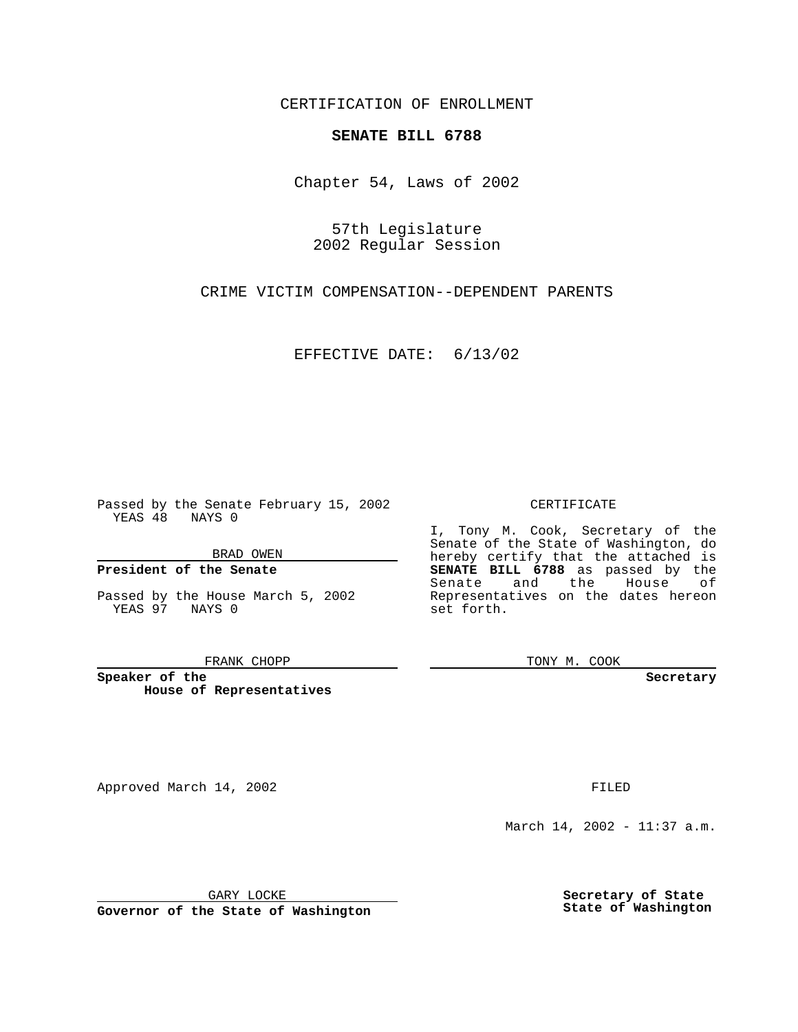CERTIFICATION OF ENROLLMENT

**SENATE BILL 6788**

Chapter 54, Laws of 2002

57th Legislature
2002 Regular Session

CRIME VICTIM COMPENSATION--DEPENDENT PARENTS

EFFECTIVE DATE: 6/13/02

Passed by the Senate February 15, 2002
YEAS 48 NAYS 0

BRAD OWEN

**President of the Senate**

Passed by the House March 5, 2002
YEAS 97 NAYS 0

FRANK CHOPP

**Speaker of the House of Representatives**

CERTIFICATE

I, Tony M. Cook, Secretary of the Senate of the State of Washington, do hereby certify that the attached is **SENATE BILL 6788** as passed by the Senate and the House of Representatives on the dates hereon set forth.

TONY M. COOK

**Secretary**

Approved March 14, 2002

GARY LOCKE

**Governor of the State of Washington**

FILED

March 14, 2002 - 11:37 a.m.

**Secretary of State**
**State of Washington**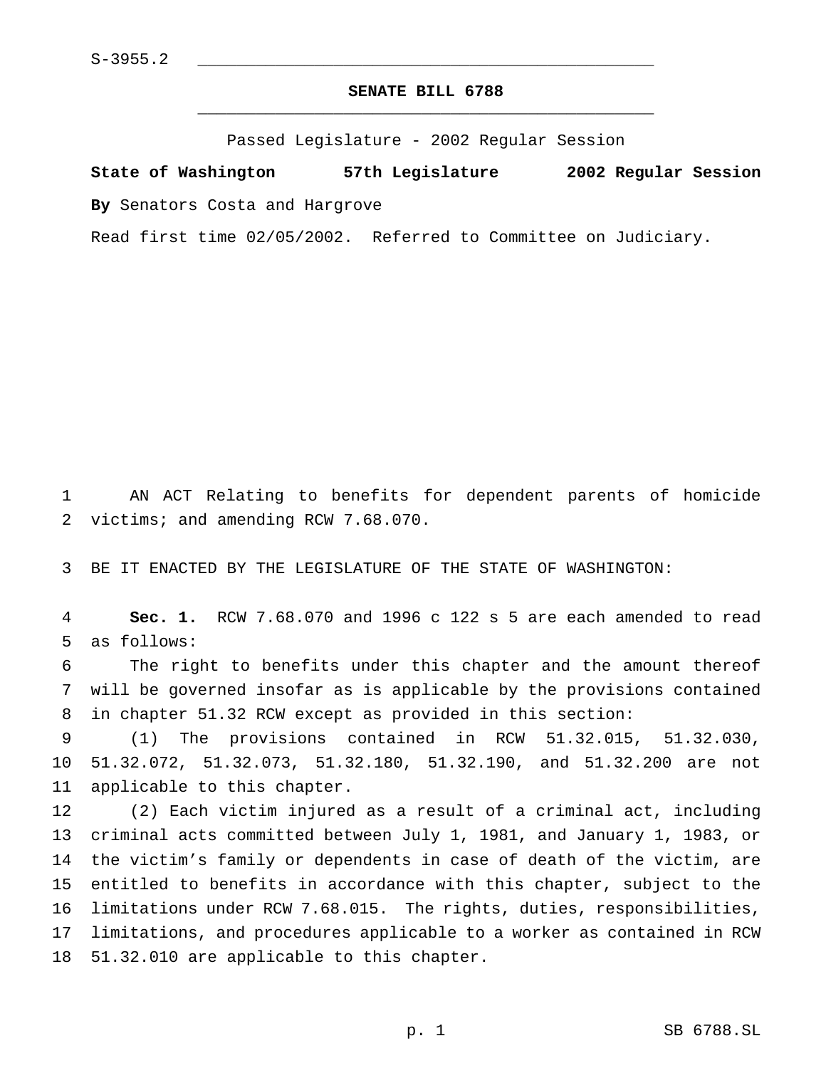S-3955.2

**SENATE BILL 6788**

Passed Legislature - 2002 Regular Session

**State of Washington 57th Legislature 2002 Regular Session**

**By** Senators Costa and Hargrove

Read first time 02/05/2002. Referred to Committee on Judiciary.

AN ACT Relating to benefits for dependent parents of homicide victims; and amending RCW 7.68.070.

BE IT ENACTED BY THE LEGISLATURE OF THE STATE OF WASHINGTON:

**Sec. 1.** RCW 7.68.070 and 1996 c 122 s 5 are each amended to read as follows:

The right to benefits under this chapter and the amount thereof will be governed insofar as is applicable by the provisions contained in chapter 51.32 RCW except as provided in this section:

(1) The provisions contained in RCW 51.32.015, 51.32.030, 51.32.072, 51.32.073, 51.32.180, 51.32.190, and 51.32.200 are not applicable to this chapter.

(2) Each victim injured as a result of a criminal act, including criminal acts committed between July 1, 1981, and January 1, 1983, or the victim's family or dependents in case of death of the victim, are entitled to benefits in accordance with this chapter, subject to the limitations under RCW 7.68.015. The rights, duties, responsibilities, limitations, and procedures applicable to a worker as contained in RCW 51.32.010 are applicable to this chapter.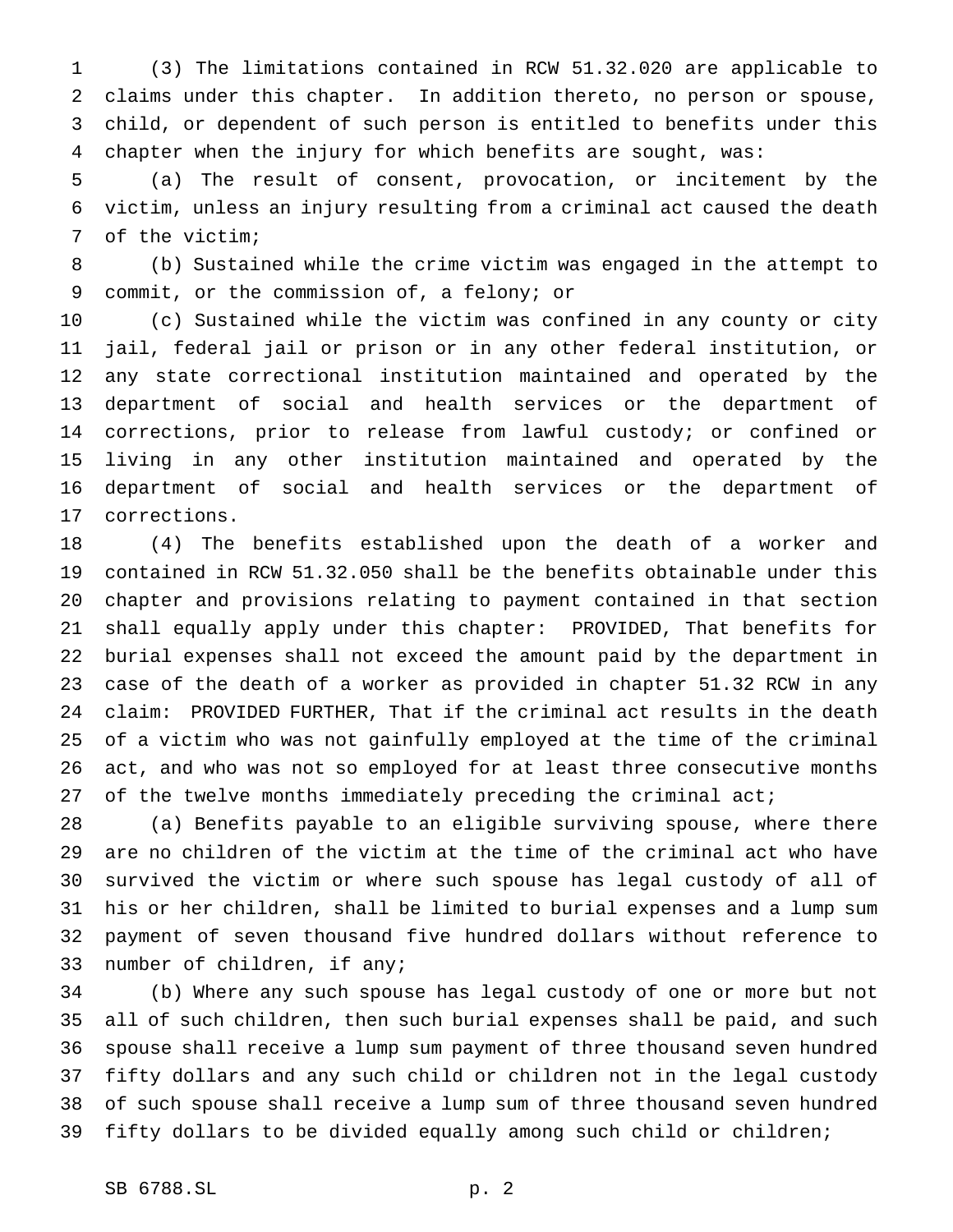(3) The limitations contained in RCW 51.32.020 are applicable to claims under this chapter. In addition thereto, no person or spouse, child, or dependent of such person is entitled to benefits under this chapter when the injury for which benefits are sought, was:

(a) The result of consent, provocation, or incitement by the victim, unless an injury resulting from a criminal act caused the death of the victim;

(b) Sustained while the crime victim was engaged in the attempt to commit, or the commission of, a felony; or

(c) Sustained while the victim was confined in any county or city jail, federal jail or prison or in any other federal institution, or any state correctional institution maintained and operated by the department of social and health services or the department of corrections, prior to release from lawful custody; or confined or living in any other institution maintained and operated by the department of social and health services or the department of corrections.

(4) The benefits established upon the death of a worker and contained in RCW 51.32.050 shall be the benefits obtainable under this chapter and provisions relating to payment contained in that section shall equally apply under this chapter: PROVIDED, That benefits for burial expenses shall not exceed the amount paid by the department in case of the death of a worker as provided in chapter 51.32 RCW in any claim: PROVIDED FURTHER, That if the criminal act results in the death of a victim who was not gainfully employed at the time of the criminal act, and who was not so employed for at least three consecutive months of the twelve months immediately preceding the criminal act;

(a) Benefits payable to an eligible surviving spouse, where there are no children of the victim at the time of the criminal act who have survived the victim or where such spouse has legal custody of all of his or her children, shall be limited to burial expenses and a lump sum payment of seven thousand five hundred dollars without reference to number of children, if any;

(b) Where any such spouse has legal custody of one or more but not all of such children, then such burial expenses shall be paid, and such spouse shall receive a lump sum payment of three thousand seven hundred fifty dollars and any such child or children not in the legal custody of such spouse shall receive a lump sum of three thousand seven hundred fifty dollars to be divided equally among such child or children;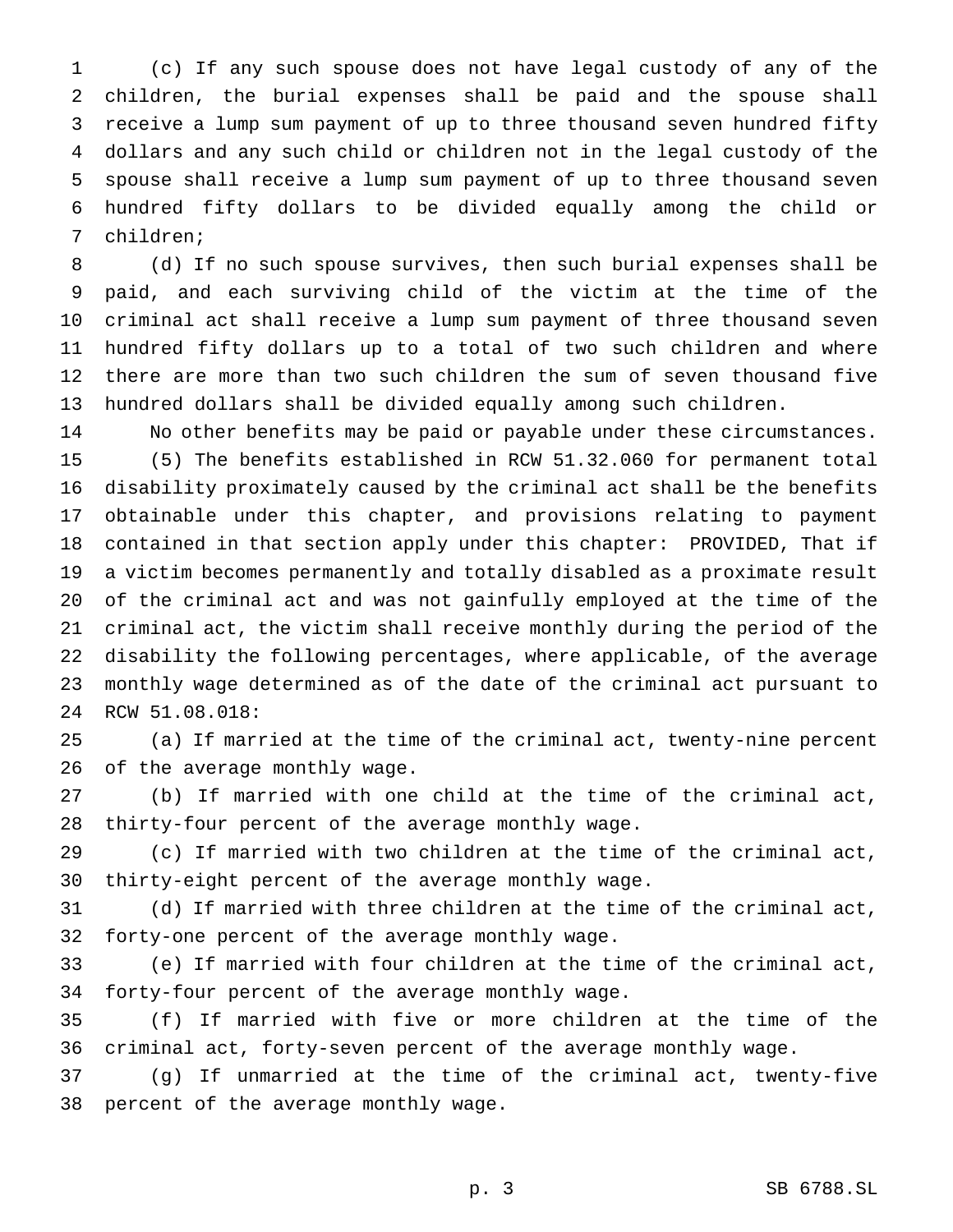(c) If any such spouse does not have legal custody of any of the children, the burial expenses shall be paid and the spouse shall receive a lump sum payment of up to three thousand seven hundred fifty dollars and any such child or children not in the legal custody of the spouse shall receive a lump sum payment of up to three thousand seven hundred fifty dollars to be divided equally among the child or children;

(d) If no such spouse survives, then such burial expenses shall be paid, and each surviving child of the victim at the time of the criminal act shall receive a lump sum payment of three thousand seven hundred fifty dollars up to a total of two such children and where there are more than two such children the sum of seven thousand five hundred dollars shall be divided equally among such children.

No other benefits may be paid or payable under these circumstances.

(5) The benefits established in RCW 51.32.060 for permanent total disability proximately caused by the criminal act shall be the benefits obtainable under this chapter, and provisions relating to payment contained in that section apply under this chapter: PROVIDED, That if a victim becomes permanently and totally disabled as a proximate result of the criminal act and was not gainfully employed at the time of the criminal act, the victim shall receive monthly during the period of the disability the following percentages, where applicable, of the average monthly wage determined as of the date of the criminal act pursuant to RCW 51.08.018:

(a) If married at the time of the criminal act, twenty-nine percent of the average monthly wage.

(b) If married with one child at the time of the criminal act, thirty-four percent of the average monthly wage.

(c) If married with two children at the time of the criminal act, thirty-eight percent of the average monthly wage.

(d) If married with three children at the time of the criminal act, forty-one percent of the average monthly wage.

(e) If married with four children at the time of the criminal act, forty-four percent of the average monthly wage.

(f) If married with five or more children at the time of the criminal act, forty-seven percent of the average monthly wage.

(g) If unmarried at the time of the criminal act, twenty-five percent of the average monthly wage.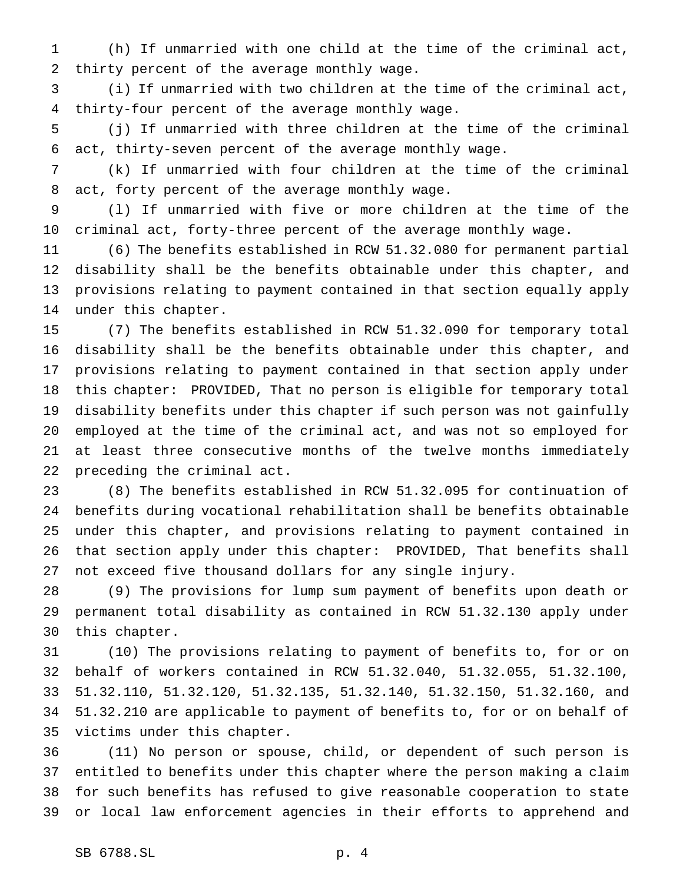(h) If unmarried with one child at the time of the criminal act, thirty percent of the average monthly wage.

(i) If unmarried with two children at the time of the criminal act, thirty-four percent of the average monthly wage.

(j) If unmarried with three children at the time of the criminal act, thirty-seven percent of the average monthly wage.

(k) If unmarried with four children at the time of the criminal act, forty percent of the average monthly wage.

(l) If unmarried with five or more children at the time of the criminal act, forty-three percent of the average monthly wage.

(6) The benefits established in RCW 51.32.080 for permanent partial disability shall be the benefits obtainable under this chapter, and provisions relating to payment contained in that section equally apply under this chapter.

(7) The benefits established in RCW 51.32.090 for temporary total disability shall be the benefits obtainable under this chapter, and provisions relating to payment contained in that section apply under this chapter: PROVIDED, That no person is eligible for temporary total disability benefits under this chapter if such person was not gainfully employed at the time of the criminal act, and was not so employed for at least three consecutive months of the twelve months immediately preceding the criminal act.

(8) The benefits established in RCW 51.32.095 for continuation of benefits during vocational rehabilitation shall be benefits obtainable under this chapter, and provisions relating to payment contained in that section apply under this chapter: PROVIDED, That benefits shall not exceed five thousand dollars for any single injury.

(9) The provisions for lump sum payment of benefits upon death or permanent total disability as contained in RCW 51.32.130 apply under this chapter.

(10) The provisions relating to payment of benefits to, for or on behalf of workers contained in RCW 51.32.040, 51.32.055, 51.32.100, 51.32.110, 51.32.120, 51.32.135, 51.32.140, 51.32.150, 51.32.160, and 51.32.210 are applicable to payment of benefits to, for or on behalf of victims under this chapter.

(11) No person or spouse, child, or dependent of such person is entitled to benefits under this chapter where the person making a claim for such benefits has refused to give reasonable cooperation to state or local law enforcement agencies in their efforts to apprehend and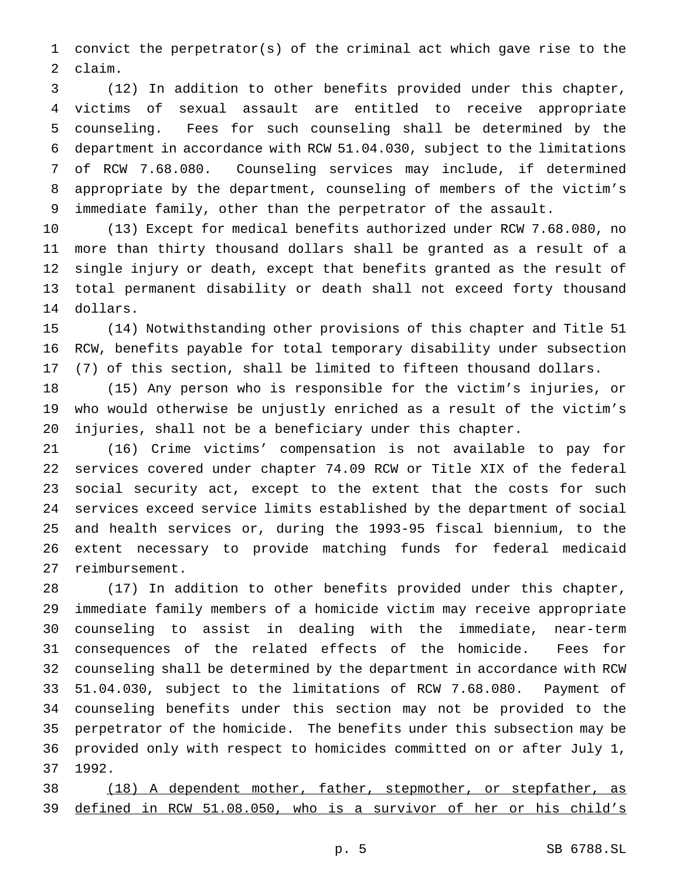convict the perpetrator(s) of the criminal act which gave rise to the claim.

(12) In addition to other benefits provided under this chapter, victims of sexual assault are entitled to receive appropriate counseling. Fees for such counseling shall be determined by the department in accordance with RCW 51.04.030, subject to the limitations of RCW 7.68.080. Counseling services may include, if determined appropriate by the department, counseling of members of the victim's immediate family, other than the perpetrator of the assault.

(13) Except for medical benefits authorized under RCW 7.68.080, no more than thirty thousand dollars shall be granted as a result of a single injury or death, except that benefits granted as the result of total permanent disability or death shall not exceed forty thousand dollars.

(14) Notwithstanding other provisions of this chapter and Title 51 RCW, benefits payable for total temporary disability under subsection (7) of this section, shall be limited to fifteen thousand dollars.

(15) Any person who is responsible for the victim's injuries, or who would otherwise be unjustly enriched as a result of the victim's injuries, shall not be a beneficiary under this chapter.

(16) Crime victims' compensation is not available to pay for services covered under chapter 74.09 RCW or Title XIX of the federal social security act, except to the extent that the costs for such services exceed service limits established by the department of social and health services or, during the 1993-95 fiscal biennium, to the extent necessary to provide matching funds for federal medicaid reimbursement.

(17) In addition to other benefits provided under this chapter, immediate family members of a homicide victim may receive appropriate counseling to assist in dealing with the immediate, near-term consequences of the related effects of the homicide. Fees for counseling shall be determined by the department in accordance with RCW 51.04.030, subject to the limitations of RCW 7.68.080. Payment of counseling benefits under this section may not be provided to the perpetrator of the homicide. The benefits under this subsection may be provided only with respect to homicides committed on or after July 1, 1992.

<u>(18) A dependent mother, father, stepmother, or stepfather, as defined in RCW 51.08.050, who is a survivor of her or his child's</u>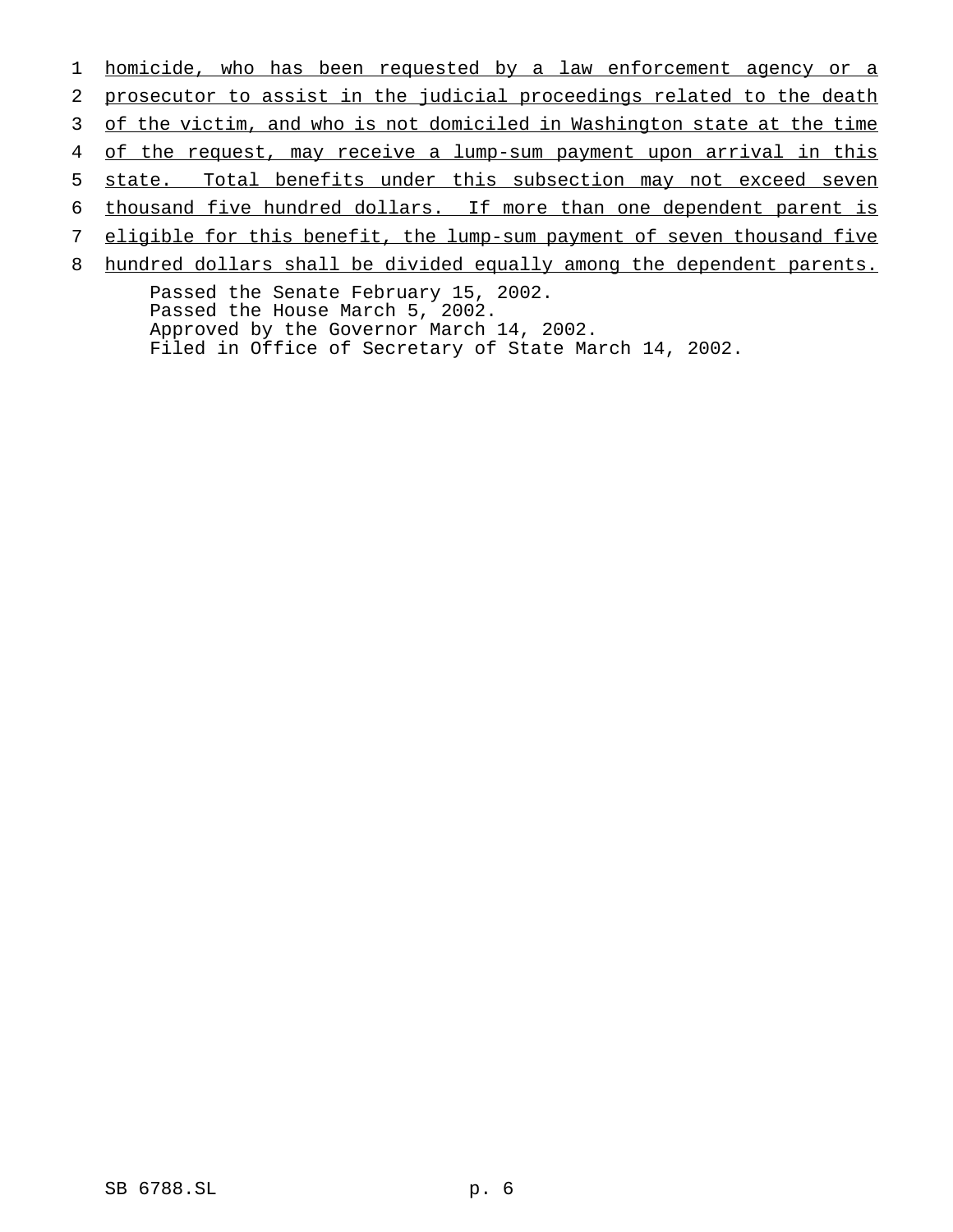homicide, who has been requested by a law enforcement agency or a prosecutor to assist in the judicial proceedings related to the death of the victim, and who is not domiciled in Washington state at the time of the request, may receive a lump-sum payment upon arrival in this state. Total benefits under this subsection may not exceed seven thousand five hundred dollars. If more than one dependent parent is eligible for this benefit, the lump-sum payment of seven thousand five hundred dollars shall be divided equally among the dependent parents.

Passed the Senate February 15, 2002.
Passed the House March 5, 2002.
Approved by the Governor March 14, 2002.
Filed in Office of Secretary of State March 14, 2002.